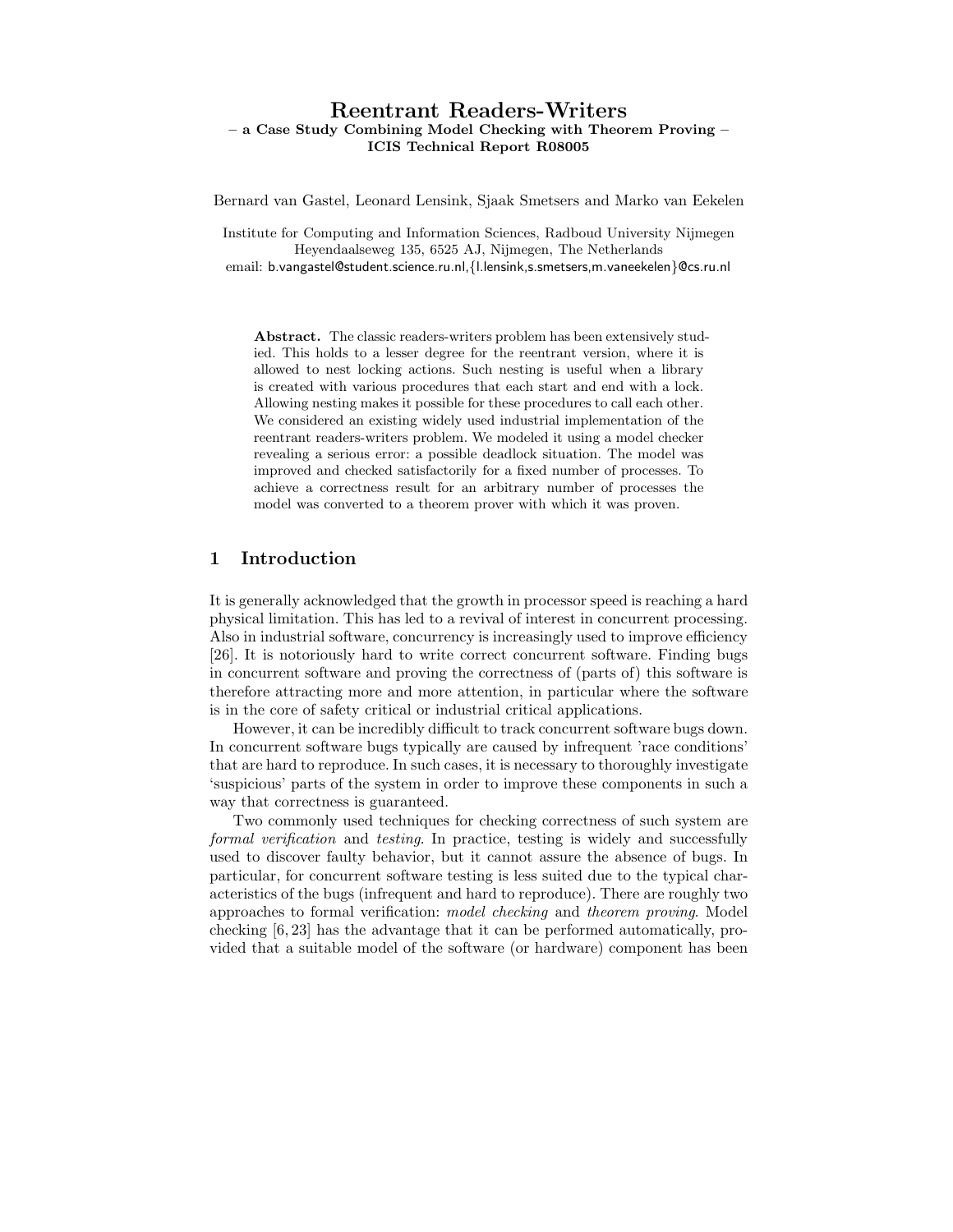# Reentrant Readers-Writers

**– a Case Study Combining Model Checking with Theorem Proving –**
**ICIS Technical Report R08005**

Bernard van Gastel, Leonard Lensink, Sjaak Smetsers and Marko van Eekelen

Institute for Computing and Information Sciences, Radboud University Nijmegen
Heyendaalseweg 135, 6525 AJ, Nijmegen, The Netherlands
email: b.vangastel@student.science.ru.nl,{l.lensink,s.smetsers,m.vaneekelen}@cs.ru.nl

**Abstract.** The classic readers-writers problem has been extensively studied. This holds to a lesser degree for the reentrant version, where it is allowed to nest locking actions. Such nesting is useful when a library is created with various procedures that each start and end with a lock. Allowing nesting makes it possible for these procedures to call each other. We considered an existing widely used industrial implementation of the reentrant readers-writers problem. We modeled it using a model checker revealing a serious error: a possible deadlock situation. The model was improved and checked satisfactorily for a fixed number of processes. To achieve a correctness result for an arbitrary number of processes the model was converted to a theorem prover with which it was proven.

## 1 Introduction

It is generally acknowledged that the growth in processor speed is reaching a hard physical limitation. This has led to a revival of interest in concurrent processing. Also in industrial software, concurrency is increasingly used to improve efficiency [26]. It is notoriously hard to write correct concurrent software. Finding bugs in concurrent software and proving the correctness of (parts of) this software is therefore attracting more and more attention, in particular where the software is in the core of safety critical or industrial critical applications.

However, it can be incredibly difficult to track concurrent software bugs down. In concurrent software bugs typically are caused by infrequent 'race conditions' that are hard to reproduce. In such cases, it is necessary to thoroughly investigate 'suspicious' parts of the system in order to improve these components in such a way that correctness is guaranteed.

Two commonly used techniques for checking correctness of such system are *formal verification* and *testing*. In practice, testing is widely and successfully used to discover faulty behavior, but it cannot assure the absence of bugs. In particular, for concurrent software testing is less suited due to the typical characteristics of the bugs (infrequent and hard to reproduce). There are roughly two approaches to formal verification: *model checking* and *theorem proving*. Model checking [6, 23] has the advantage that it can be performed automatically, provided that a suitable model of the software (or hardware) component has been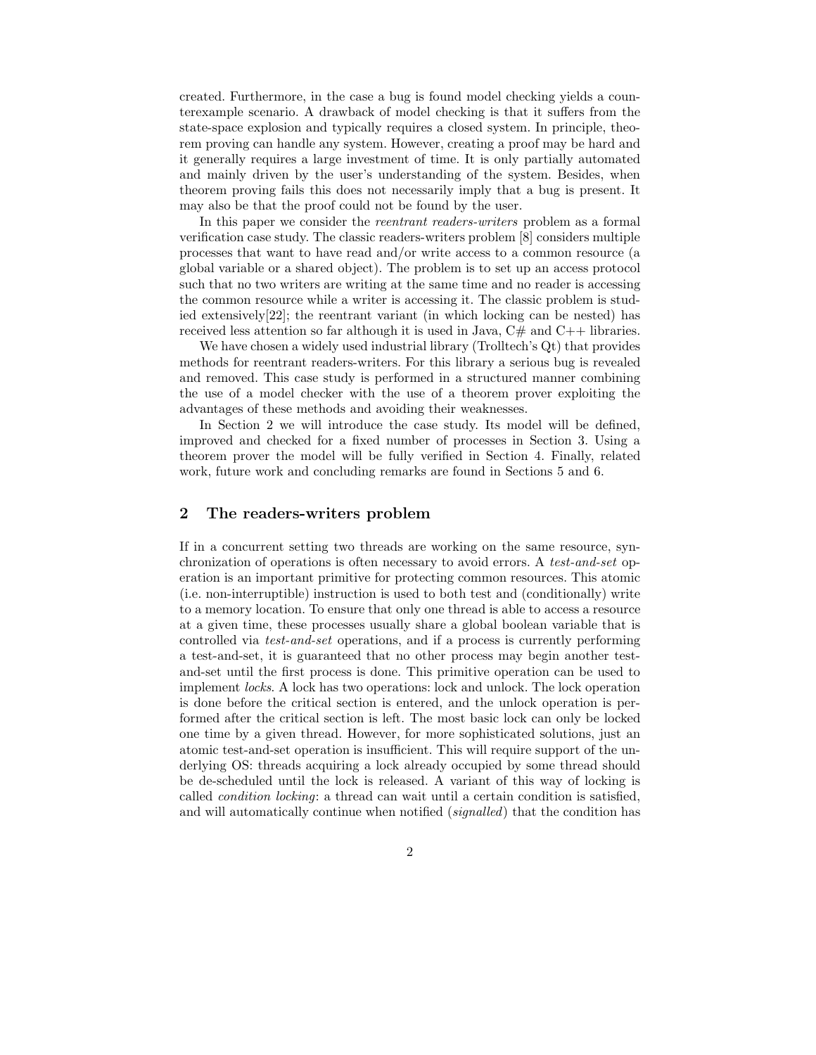created. Furthermore, in the case a bug is found model checking yields a counterexample scenario. A drawback of model checking is that it suffers from the state-space explosion and typically requires a closed system. In principle, theorem proving can handle any system. However, creating a proof may be hard and it generally requires a large investment of time. It is only partially automated and mainly driven by the user's understanding of the system. Besides, when theorem proving fails this does not necessarily imply that a bug is present. It may also be that the proof could not be found by the user.

In this paper we consider the *reentrant readers-writers* problem as a formal verification case study. The classic readers-writers problem [8] considers multiple processes that want to have read and/or write access to a common resource (a global variable or a shared object). The problem is to set up an access protocol such that no two writers are writing at the same time and no reader is accessing the common resource while a writer is accessing it. The classic problem is studied extensively[22]; the reentrant variant (in which locking can be nested) has received less attention so far although it is used in Java, C# and C++ libraries.

We have chosen a widely used industrial library (Trolltech's Qt) that provides methods for reentrant readers-writers. For this library a serious bug is revealed and removed. This case study is performed in a structured manner combining the use of a model checker with the use of a theorem prover exploiting the advantages of these methods and avoiding their weaknesses.

In Section 2 we will introduce the case study. Its model will be defined, improved and checked for a fixed number of processes in Section 3. Using a theorem prover the model will be fully verified in Section 4. Finally, related work, future work and concluding remarks are found in Sections 5 and 6.

## 2 The readers-writers problem

If in a concurrent setting two threads are working on the same resource, synchronization of operations is often necessary to avoid errors. A *test-and-set* operation is an important primitive for protecting common resources. This atomic (i.e. non-interruptible) instruction is used to both test and (conditionally) write to a memory location. To ensure that only one thread is able to access a resource at a given time, these processes usually share a global boolean variable that is controlled via *test-and-set* operations, and if a process is currently performing a test-and-set, it is guaranteed that no other process may begin another test-and-set until the first process is done. This primitive operation can be used to implement *locks*. A lock has two operations: lock and unlock. The lock operation is done before the critical section is entered, and the unlock operation is performed after the critical section is left. The most basic lock can only be locked one time by a given thread. However, for more sophisticated solutions, just an atomic test-and-set operation is insufficient. This will require support of the underlying OS: threads acquiring a lock already occupied by some thread should be de-scheduled until the lock is released. A variant of this way of locking is called *condition locking*: a thread can wait until a certain condition is satisfied, and will automatically continue when notified (*signalled*) that the condition has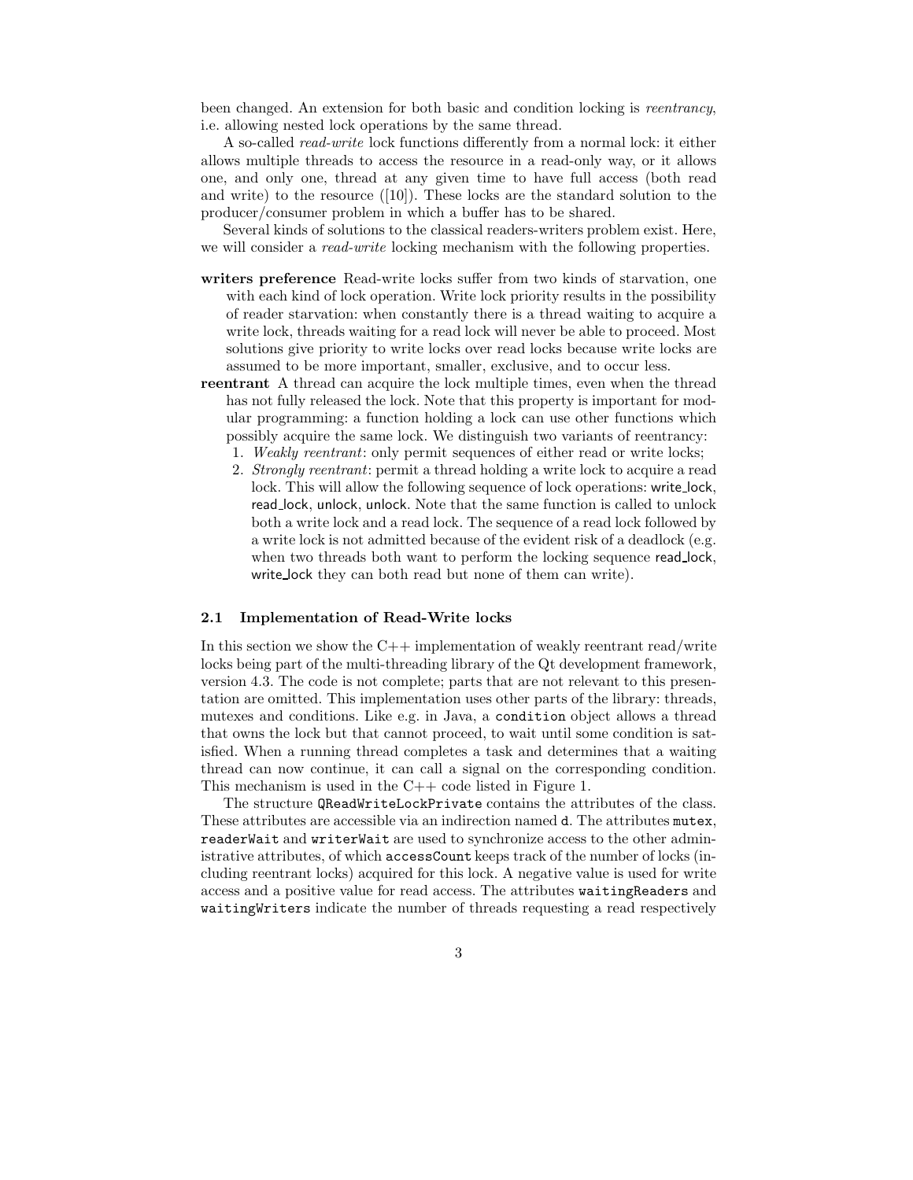been changed. An extension for both basic and condition locking is *reentrancy*, i.e. allowing nested lock operations by the same thread.

A so-called *read-write* lock functions differently from a normal lock: it either allows multiple threads to access the resource in a read-only way, or it allows one, and only one, thread at any given time to have full access (both read and write) to the resource ([10]). These locks are the standard solution to the producer/consumer problem in which a buffer has to be shared.

Several kinds of solutions to the classical readers-writers problem exist. Here, we will consider a *read-write* locking mechanism with the following properties.

**writers preference** Read-write locks suffer from two kinds of starvation, one with each kind of lock operation. Write lock priority results in the possibility of reader starvation: when constantly there is a thread waiting to acquire a write lock, threads waiting for a read lock will never be able to proceed. Most solutions give priority to write locks over read locks because write locks are assumed to be more important, smaller, exclusive, and to occur less.

**reentrant** A thread can acquire the lock multiple times, even when the thread has not fully released the lock. Note that this property is important for modular programming: a function holding a lock can use other functions which possibly acquire the same lock. We distinguish two variants of reentrancy:

1. *Weakly reentrant*: only permit sequences of either read or write locks;
2. *Strongly reentrant*: permit a thread holding a write lock to acquire a read lock. This will allow the following sequence of lock operations: write_lock, read_lock, unlock, unlock. Note that the same function is called to unlock both a write lock and a read lock. The sequence of a read lock followed by a write lock is not admitted because of the evident risk of a deadlock (e.g. when two threads both want to perform the locking sequence read_lock, write_lock they can both read but none of them can write).

### 2.1 Implementation of Read-Write locks

In this section we show the C++ implementation of weakly reentrant read/write locks being part of the multi-threading library of the Qt development framework, version 4.3. The code is not complete; parts that are not relevant to this presentation are omitted. This implementation uses other parts of the library: threads, mutexes and conditions. Like e.g. in Java, a `condition` object allows a thread that owns the lock but that cannot proceed, to wait until some condition is satisfied. When a running thread completes a task and determines that a waiting thread can now continue, it can call a signal on the corresponding condition. This mechanism is used in the C++ code listed in Figure 1.

The structure `QReadWriteLockPrivate` contains the attributes of the class. These attributes are accessible via an indirection named `d`. The attributes `mutex`, `readerWait` and `writerWait` are used to synchronize access to the other administrative attributes, of which `accessCount` keeps track of the number of locks (including reentrant locks) acquired for this lock. A negative value is used for write access and a positive value for read access. The attributes `waitingReaders` and `waitingWriters` indicate the number of threads requesting a read respectively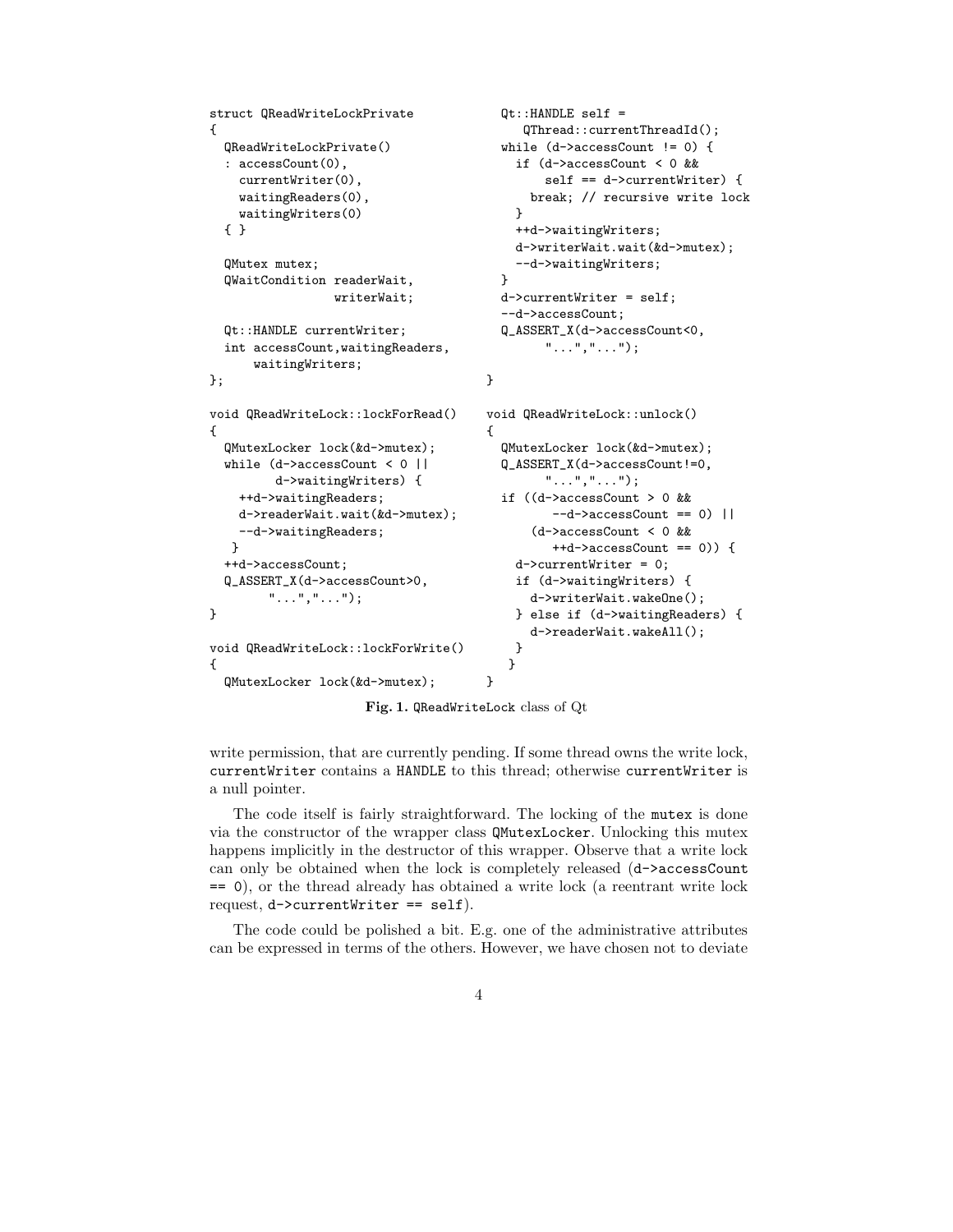```
struct QReadWriteLockPrivate
{
  QReadWriteLockPrivate()
  : accessCount(0),
    currentWriter(0),
    waitingReaders(0),
    waitingWriters(0)
  { }

  QMutex mutex;
  QWaitCondition readerWait,
                 writerWait;

  Qt::HANDLE currentWriter;
  int accessCount,waitingReaders,
      waitingWriters;
};

void QReadWriteLock::lockForRead()
{
  QMutexLocker lock(&d->mutex);
  while (d->accessCount < 0 ||
         d->waitingWriters) {
    ++d->waitingReaders;
    d->readerWait.wait(&d->mutex);
    --d->waitingReaders;
   }
  ++d->accessCount;
  Q_ASSERT_X(d->accessCount>0,
        "...","...");
}

void QReadWriteLock::lockForWrite()
{
  QMutexLocker lock(&d->mutex);
  Qt::HANDLE self =
     QThread::currentThreadId();
  while (d->accessCount != 0) {
    if (d->accessCount < 0 &&
        self == d->currentWriter) {
      break; // recursive write lock
    }
    ++d->waitingWriters;
    d->writerWait.wait(&d->mutex);
    --d->waitingWriters;
  }
  d->currentWriter = self;
  --d->accessCount;
  Q_ASSERT_X(d->accessCount<0,
        "...","...");

}

void QReadWriteLock::unlock()
{
  QMutexLocker lock(&d->mutex);
  Q_ASSERT_X(d->accessCount!=0,
        "...","...");
  if ((d->accessCount > 0 &&
         --d->accessCount == 0) ||
       (d->accessCount < 0 &&
         ++d->accessCount == 0)) {
    d->currentWriter = 0;
    if (d->waitingWriters) {
      d->writerWait.wakeOne();
    } else if (d->waitingReaders) {
      d->readerWait.wakeAll();
    }
   }
}
```

**Fig. 1.** `QReadWriteLock` class of Qt

write permission, that are currently pending. If some thread owns the write lock, `currentWriter` contains a `HANDLE` to this thread; otherwise `currentWriter` is a null pointer.

The code itself is fairly straightforward. The locking of the `mutex` is done via the constructor of the wrapper class `QMutexLocker`. Unlocking this mutex happens implicitly in the destructor of this wrapper. Observe that a write lock can only be obtained when the lock is completely released (`d->accessCount == 0`), or the thread already has obtained a write lock (a reentrant write lock request, `d->currentWriter == self`).

The code could be polished a bit. E.g. one of the administrative attributes can be expressed in terms of the others. However, we have chosen not to deviate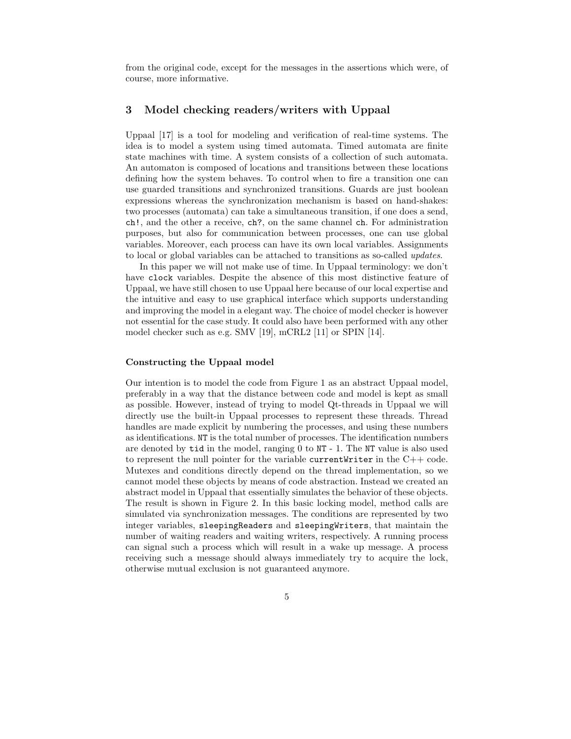from the original code, except for the messages in the assertions which were, of course, more informative.

## 3 Model checking readers/writers with Uppaal

Uppaal [17] is a tool for modeling and verification of real-time systems. The idea is to model a system using timed automata. Timed automata are finite state machines with time. A system consists of a collection of such automata. An automaton is composed of locations and transitions between these locations defining how the system behaves. To control when to fire a transition one can use guarded transitions and synchronized transitions. Guards are just boolean expressions whereas the synchronization mechanism is based on hand-shakes: two processes (automata) can take a simultaneous transition, if one does a send, `ch!`, and the other a receive, `ch?`, on the same channel `ch`. For administration purposes, but also for communication between processes, one can use global variables. Moreover, each process can have its own local variables. Assignments to local or global variables can be attached to transitions as so-called *updates*.

In this paper we will not make use of time. In Uppaal terminology: we don't have `clock` variables. Despite the absence of this most distinctive feature of Uppaal, we have still chosen to use Uppaal here because of our local expertise and the intuitive and easy to use graphical interface which supports understanding and improving the model in a elegant way. The choice of model checker is however not essential for the case study. It could also have been performed with any other model checker such as e.g. SMV [19], mCRL2 [11] or SPIN [14].

### Constructing the Uppaal model

Our intention is to model the code from Figure 1 as an abstract Uppaal model, preferably in a way that the distance between code and model is kept as small as possible. However, instead of trying to model Qt-threads in Uppaal we will directly use the built-in Uppaal processes to represent these threads. Thread handles are made explicit by numbering the processes, and using these numbers as identifications. `NT` is the total number of processes. The identification numbers are denoted by `tid` in the model, ranging 0 to `NT - 1`. The `NT` value is also used to represent the null pointer for the variable `currentWriter` in the C++ code. Mutexes and conditions directly depend on the thread implementation, so we cannot model these objects by means of code abstraction. Instead we created an abstract model in Uppaal that essentially simulates the behavior of these objects. The result is shown in Figure 2. In this basic locking model, method calls are simulated via synchronization messages. The conditions are represented by two integer variables, `sleepingReaders` and `sleepingWriters`, that maintain the number of waiting readers and waiting writers, respectively. A running process can signal such a process which will result in a wake up message. A process receiving such a message should always immediately try to acquire the lock, otherwise mutual exclusion is not guaranteed anymore.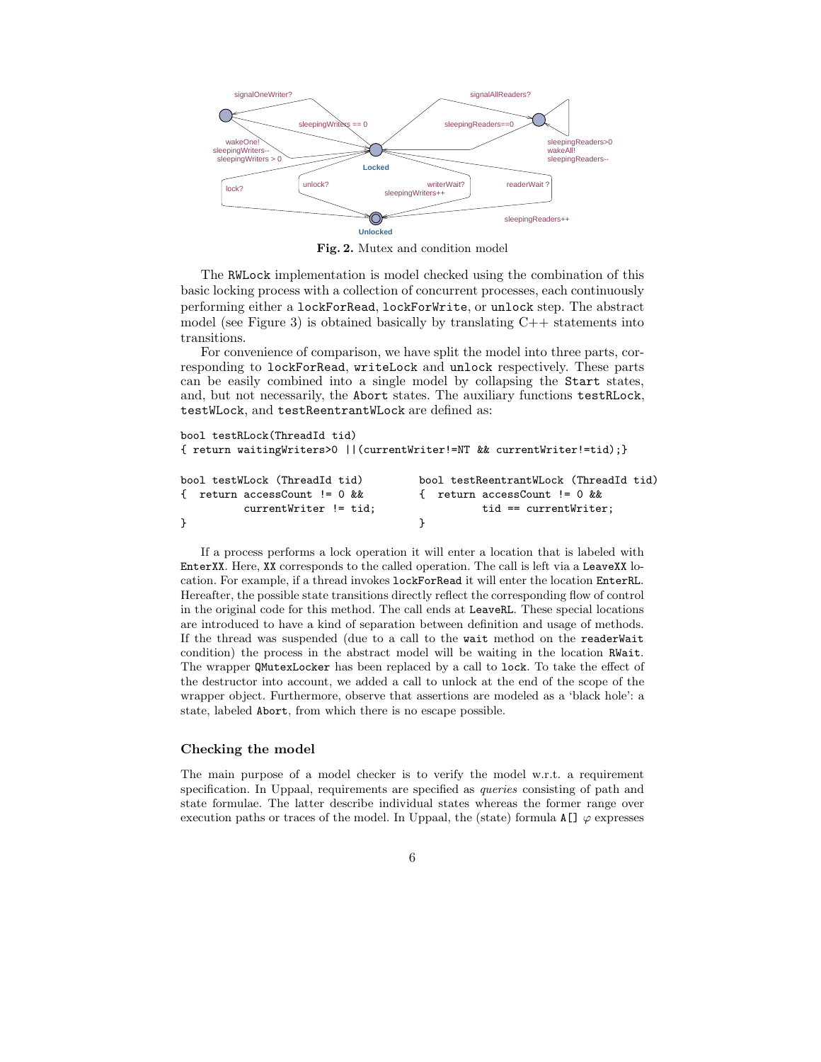signalOneWriter?

signalAllReaders?

sleepingWriters == 0

sleepingReaders==0

wakeOne!
sleepingWriters--
sleepingWriters > 0

sleepingReaders>0
wakeAll!
sleepingReaders--

Locked

lock?

unlock?

writerWait?
sleepingWriters++

readerWait ?

sleepingReaders++

Unlocked

**Fig. 2.** Mutex and condition model

The RWLock implementation is model checked using the combination of this basic locking process with a collection of concurrent processes, each continuously performing either a lockForRead, lockForWrite, or unlock step. The abstract model (see Figure 3) is obtained basically by translating C++ statements into transitions.

For convenience of comparison, we have split the model into three parts, corresponding to lockForRead, writeLock and unlock respectively. These parts can be easily combined into a single model by collapsing the Start states, and, but not necessarily, the Abort states. The auxiliary functions testRLock, testWLock, and testReentrantWLock are defined as:

```
bool testRLock(ThreadId tid)
{ return waitingWriters>0 ||(currentWriter!=NT && currentWriter!=tid);}
```

```
bool testWLock (ThreadId tid)
{  return accessCount != 0 &&
          currentWriter != tid;
}
```

```
bool testReentrantWLock (ThreadId tid)
{  return accessCount != 0 &&
          tid == currentWriter;
}
```

If a process performs a lock operation it will enter a location that is labeled with EnterXX. Here, XX corresponds to the called operation. The call is left via a LeaveXX location. For example, if a thread invokes lockForRead it will enter the location EnterRL. Hereafter, the possible state transitions directly reflect the corresponding flow of control in the original code for this method. The call ends at LeaveRL. These special locations are introduced to have a kind of separation between definition and usage of methods. If the thread was suspended (due to a call to the wait method on the readerWait condition) the process in the abstract model will be waiting in the location RWait. The wrapper QMutexLocker has been replaced by a call to lock. To take the effect of the destructor into account, we added a call to unlock at the end of the scope of the wrapper object. Furthermore, observe that assertions are modeled as a 'black hole': a state, labeled Abort, from which there is no escape possible.

### Checking the model

The main purpose of a model checker is to verify the model w.r.t. a requirement specification. In Uppaal, requirements are specified as *queries* consisting of path and state formulae. The latter describe individual states whereas the former range over execution paths or traces of the model. In Uppaal, the (state) formula A[] $\varphi$ expresses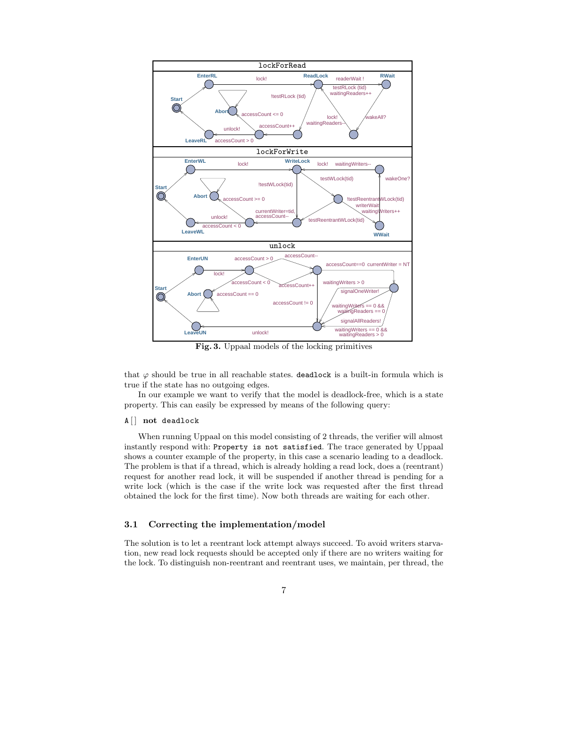lockForRead

EnterRL

lock!

ReadLock

readerWait !

RWait

Start

testRLock (tid)
waitingReaders++

!testRLock (tid)

Abort

accessCount <= 0

lock!
waitingReaders--

wakeAll?

unlock!

accessCount++

LeaveRL

accessCount > 0

lockForWrite

EnterWL

lock!

WriteLock

lock!  waitingWriters--

Start

testWLock(tid)

wakeOne?

!testWLock(tid)

Abort

accessCount >= 0

!testReentrantWLock(tid)
writerWait
waitingWriters++

currentWriter=tid,
accessCount--

unlock!

testReentrantWLock(tid)

accessCount < 0

LeaveWL

WWait

unlock

EnterUN

accessCount > 0

accessCount--

accessCount==0  currentWriter = NT

lock!

accessCount < 0

accessCount++

waitingWriters > 0

Start

signalOneWriter!

Abort

accessCount == 0

accessCount != 0

waitingWriters == 0 &&
waitingReaders == 0

signalAllReaders!

LeaveUN

unlock!

waitingWriters == 0 &&
waitingReaders > 0

**Fig. 3.** Uppaal models of the locking primitives

that $\varphi$ should be true in all reachable states. `deadlock` is a built-in formula which is true if the state has no outgoing edges.

In our example we want to verify that the model is deadlock-free, which is a state property. This can easily be expressed by means of the following query:

```
A[] not deadlock
```

When running Uppaal on this model consisting of 2 threads, the verifier will almost instantly respond with: `Property is not satisfied`. The trace generated by Uppaal shows a counter example of the property, in this case a scenario leading to a deadlock. The problem is that if a thread, which is already holding a read lock, does a (reentrant) request for another read lock, it will be suspended if another thread is pending for a write lock (which is the case if the write lock was requested after the first thread obtained the lock for the first time). Now both threads are waiting for each other.

### 3.1 Correcting the implementation/model

The solution is to let a reentrant lock attempt always succeed. To avoid writers starvation, new read lock requests should be accepted only if there are no writers waiting for the lock. To distinguish non-reentrant and reentrant uses, we maintain, per thread, the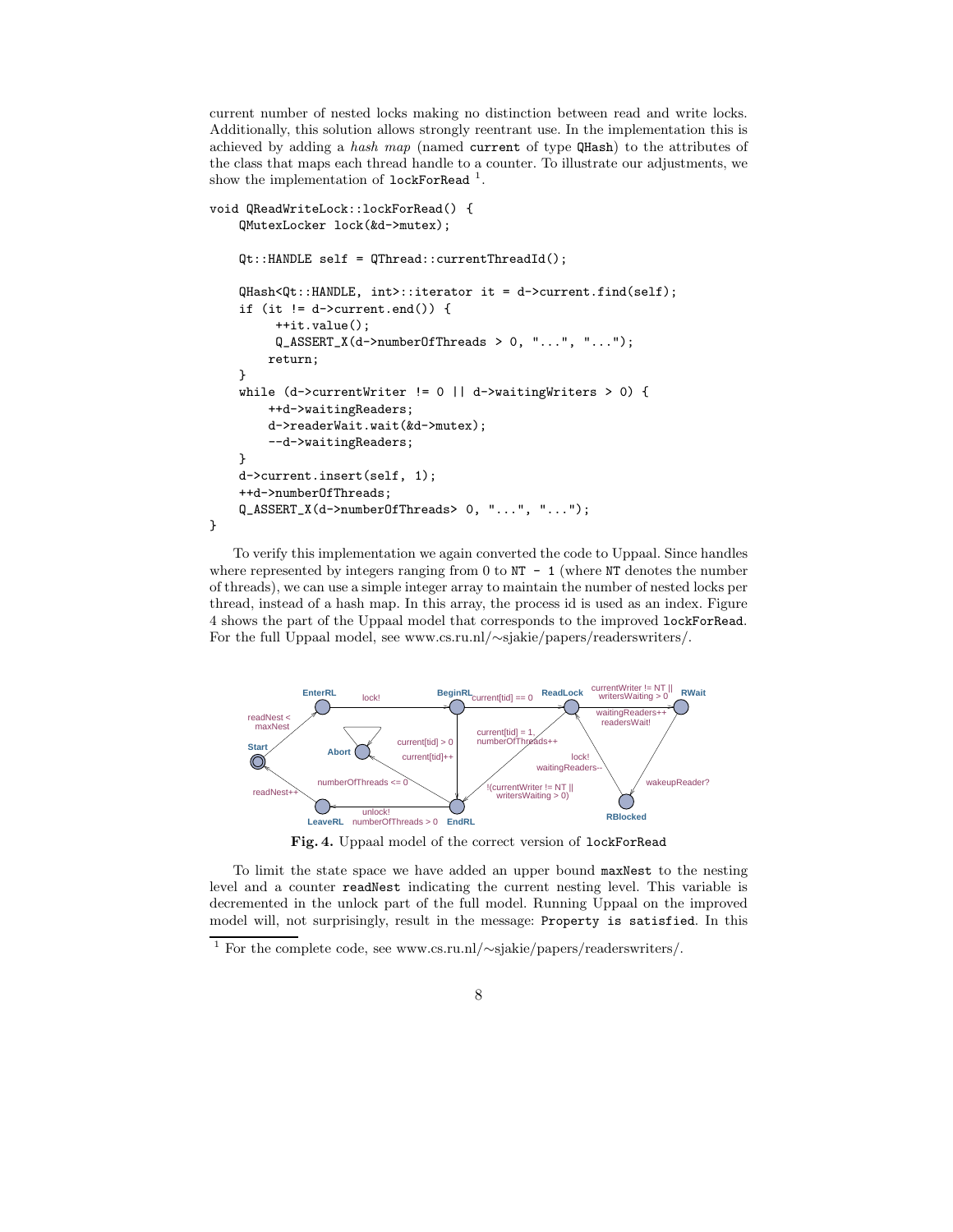current number of nested locks making no distinction between read and write locks. Additionally, this solution allows strongly reentrant use. In the implementation this is achieved by adding a *hash map* (named `current` of type `QHash`) to the attributes of the class that maps each thread handle to a counter. To illustrate our adjustments, we show the implementation of `lockForRead` [1].

```
void QReadWriteLock::lockForRead() {
    QMutexLocker lock(&d->mutex);

    Qt::HANDLE self = QThread::currentThreadId();

    QHash<Qt::HANDLE, int>::iterator it = d->current.find(self);
    if (it != d->current.end()) {
         ++it.value();
         Q_ASSERT_X(d->numberOfThreads > 0, "...", "...");
        return;
    }
    while (d->currentWriter != 0 || d->waitingWriters > 0) {
        ++d->waitingReaders;
        d->readerWait.wait(&d->mutex);
        --d->waitingReaders;
    }
    d->current.insert(self, 1);
    ++d->numberOfThreads;
    Q_ASSERT_X(d->numberOfThreads> 0, "...", "...");
}
```

To verify this implementation we again converted the code to Uppaal. Since handles where represented by integers ranging from 0 to `NT - 1` (where `NT` denotes the number of threads), we can use a simple integer array to maintain the number of nested locks per thread, instead of a hash map. In this array, the process id is used as an index. Figure 4 shows the part of the Uppaal model that corresponds to the improved `lockForRead`. For the full Uppaal model, see www.cs.ru.nl/∼sjakie/papers/readerswriters/.

EnterRL
lock!
BeginRL
current[tid] == 0
ReadLock
currentWriter != NT || writersWaiting > 0
RWait
readNest < maxNest
Start
Abort
current[tid] > 0
current[tid]++
current[tid] = 1, numberOfThreads++
waitingReaders++ readersWait!
lock! waitingReaders--
wakeupReader?
numberOfThreads <= 0
!(currentWriter != NT || writersWaiting > 0)
readNest++
LeaveRL
unlock! numberOfThreads > 0
EndRL
RBlocked

**Fig. 4.** Uppaal model of the correct version of `lockForRead`

To limit the state space we have added an upper bound `maxNest` to the nesting level and a counter `readNest` indicating the current nesting level. This variable is decremented in the unlock part of the full model. Running Uppaal on the improved model will, not surprisingly, result in the message: `Property is satisfied`. In this

[1] For the complete code, see www.cs.ru.nl/∼sjakie/papers/readerswriters/.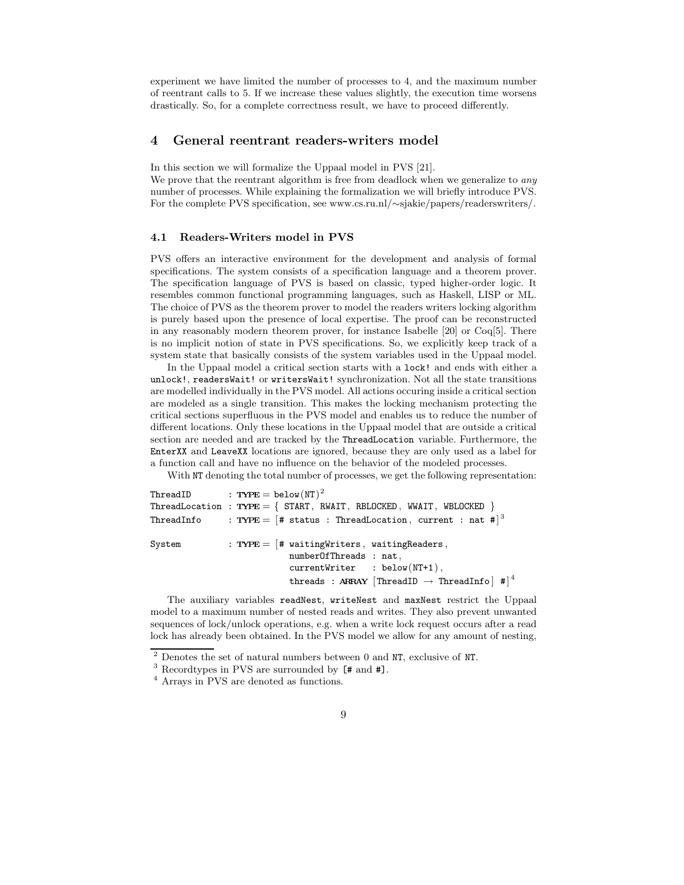experiment we have limited the number of processes to 4, and the maximum number of reentrant calls to 5. If we increase these values slightly, the execution time worsens drastically. So, for a complete correctness result, we have to proceed differently.

## 4 General reentrant readers-writers model

In this section we will formalize the Uppaal model in PVS [21].
We prove that the reentrant algorithm is free from deadlock when we generalize to *any* number of processes. While explaining the formalization we will briefly introduce PVS. For the complete PVS specification, see www.cs.ru.nl/∼sjakie/papers/readerswriters/.

### 4.1 Readers-Writers model in PVS

PVS offers an interactive environment for the development and analysis of formal specifications. The system consists of a specification language and a theorem prover. The specification language of PVS is based on classic, typed higher-order logic. It resembles common functional programming languages, such as Haskell, LISP or ML. The choice of PVS as the theorem prover to model the readers writers locking algorithm is purely based upon the presence of local expertise. The proof can be reconstructed in any reasonably modern theorem prover, for instance Isabelle [20] or Coq[5]. There is no implicit notion of state in PVS specifications. So, we explicitly keep track of a system state that basically consists of the system variables used in the Uppaal model.

In the Uppaal model a critical section starts with a `lock!` and ends with either a `unlock!`, `readersWait!` or `writersWait!` synchronization. Not all the state transitions are modelled individually in the PVS model. All actions occuring inside a critical section are modeled as a single transition. This makes the locking mechanism protecting the critical sections superfluous in the PVS model and enables us to reduce the number of different locations. Only these locations in the Uppaal model that are outside a critical section are needed and are tracked by the `ThreadLocation` variable. Furthermore, the `EnterXX` and `LeaveXX` locations are ignored, because they are only used as a label for a function call and have no influence on the behavior of the modeled processes.

With `NT` denoting the total number of processes, we get the following representation:

```
ThreadID       : TYPE = below(NT)²
ThreadLocation : TYPE = { START, RWAIT, RBLOCKED, WWAIT, WBLOCKED }
ThreadInfo     : TYPE = [# status : ThreadLocation, current : nat #]³

System         : TYPE = [# waitingWriters, waitingReaders,
                           numberOfThreads : nat,
                           currentWriter   : below(NT+1),
                           threads : ARRAY [ThreadID → ThreadInfo] #]⁴
```

The auxiliary variables `readNest`, `writeNest` and `maxNest` restrict the Uppaal model to a maximum number of nested reads and writes. They also prevent unwanted sequences of lock/unlock operations, e.g. when a write lock request occurs after a read lock has already been obtained. In the PVS model we allow for any amount of nesting,

---

[2] Denotes the set of natural numbers between 0 and `NT`, exclusive of `NT`.

[3] Recordtypes in PVS are surrounded by `[#` and `#]`.

[4] Arrays in PVS are denoted as functions.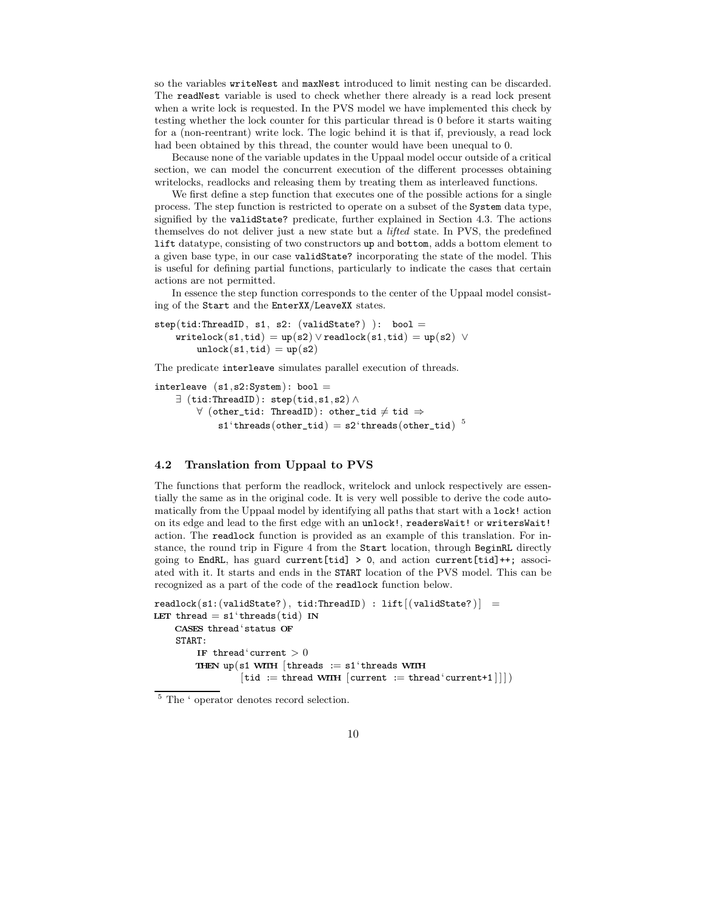so the variables `writeNest` and `maxNest` introduced to limit nesting can be discarded. The `readNest` variable is used to check whether there already is a read lock present when a write lock is requested. In the PVS model we have implemented this check by testing whether the lock counter for this particular thread is 0 before it starts waiting for a (non-reentrant) write lock. The logic behind it is that if, previously, a read lock had been obtained by this thread, the counter would have been unequal to 0.

Because none of the variable updates in the Uppaal model occur outside of a critical section, we can model the concurrent execution of the different processes obtaining writelocks, readlocks and releasing them by treating them as interleaved functions.

We first define a step function that executes one of the possible actions for a single process. The step function is restricted to operate on a subset of the `System` data type, signified by the `validState?` predicate, further explained in Section 4.3. The actions themselves do not deliver just a new state but a *lifted* state. In PVS, the predefined `lift` datatype, consisting of two constructors `up` and `bottom`, adds a bottom element to a given base type, in our case `validState?` incorporating the state of the model. This is useful for defining partial functions, particularly to indicate the cases that certain actions are not permitted.

In essence the step function corresponds to the center of the Uppaal model consisting of the `Start` and the `EnterXX`/`LeaveXX` states.

```
step(tid:ThreadID, s1, s2: (validState?) ):  bool =
    writelock(s1,tid) = up(s2) ∨ readlock(s1,tid) = up(s2) ∨
        unlock(s1,tid) = up(s2)
```

The predicate `interleave` simulates parallel execution of threads.

```
interleave (s1,s2:System): bool =
    ∃ (tid:ThreadID): step(tid,s1,s2) ∧
        ∀ (other_tid: ThreadID): other_tid ≠ tid ⇒
            s1`threads(other_tid) = s2`threads(other_tid)
```

[5]

### 4.2 Translation from Uppaal to PVS

The functions that perform the readlock, writelock and unlock respectively are essentially the same as in the original code. It is very well possible to derive the code automatically from the Uppaal model by identifying all paths that start with a `lock!` action on its edge and lead to the first edge with an `unlock!`, `readersWait!` or `writersWait!` action. The `readlock` function is provided as an example of this translation. For instance, the round trip in Figure 4 from the `Start` location, through `BeginRL` directly going to `EndRL`, has guard `current[tid] > 0`, and action `current[tid]++;` associated with it. It starts and ends in the `START` location of the PVS model. This can be recognized as a part of the code of the `readlock` function below.

```
readlock(s1:(validState?), tid:ThreadID) : lift[(validState?)]  =
LET thread = s1`threads(tid) IN
    CASES thread`status OF
    START:
        IF thread`current > 0
        THEN up(s1 WITH [threads := s1`threads WITH
                [tid := thread WITH [current := thread`current+1]]])
```

[5] The ` operator denotes record selection.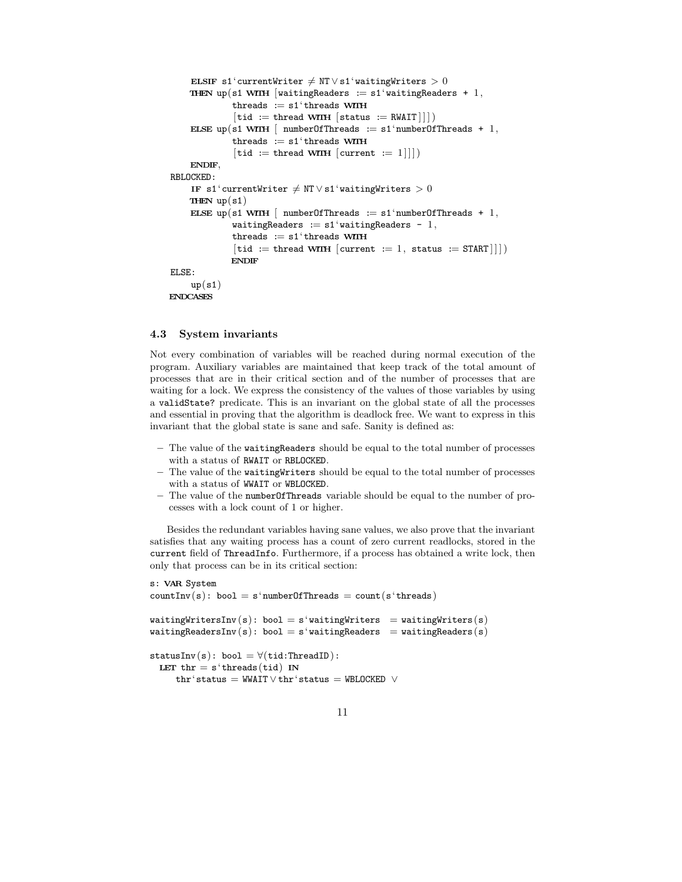```
    ELSIF s1`currentWriter ≠ NT ∨ s1`waitingWriters > 0
    THEN up(s1 WITH [waitingReaders := s1`waitingReaders + 1,
             threads := s1`threads WITH
             [tid := thread WITH [status := RWAIT]]])
    ELSE up(s1 WITH [ numberOfThreads := s1`numberOfThreads + 1,
             threads := s1`threads WITH
             [tid := thread WITH [current := 1]]])
    ENDIF,
RBLOCKED:
    IF s1`currentWriter ≠ NT ∨ s1`waitingWriters > 0
    THEN up(s1)
    ELSE up(s1 WITH [ numberOfThreads := s1`numberOfThreads + 1,
             waitingReaders := s1`waitingReaders - 1,
             threads := s1`threads WITH
             [tid := thread WITH [current := 1, status := START]]])
             ENDIF
ELSE:
    up(s1)
ENDCASES
```

### 4.3 System invariants

Not every combination of variables will be reached during normal execution of the program. Auxiliary variables are maintained that keep track of the total amount of processes that are in their critical section and of the number of processes that are waiting for a lock. We express the consistency of the values of those variables by using a `validState?` predicate. This is an invariant on the global state of all the processes and essential in proving that the algorithm is deadlock free. We want to express in this invariant that the global state is sane and safe. Sanity is defined as:

- The value of the `waitingReaders` should be equal to the total number of processes with a status of `RWAIT` or `RBLOCKED`.
- The value of the `waitingWriters` should be equal to the total number of processes with a status of `WWAIT` or `WBLOCKED`.
- The value of the `numberOfThreads` variable should be equal to the number of processes with a lock count of 1 or higher.

Besides the redundant variables having sane values, we also prove that the invariant satisfies that any waiting process has a count of zero current readlocks, stored in the `current` field of `ThreadInfo`. Furthermore, if a process has obtained a write lock, then only that process can be in its critical section:

```
s: VAR System
countInv(s): bool = s`numberOfThreads = count(s`threads)

waitingWritersInv(s): bool = s`waitingWriters  = waitingWriters(s)
waitingReadersInv(s): bool = s`waitingReaders  = waitingReaders(s)

statusInv(s): bool = ∀(tid:ThreadID):
  LET thr = s`threads(tid) IN
     thr`status = WWAIT ∨ thr`status = WBLOCKED  ∨
```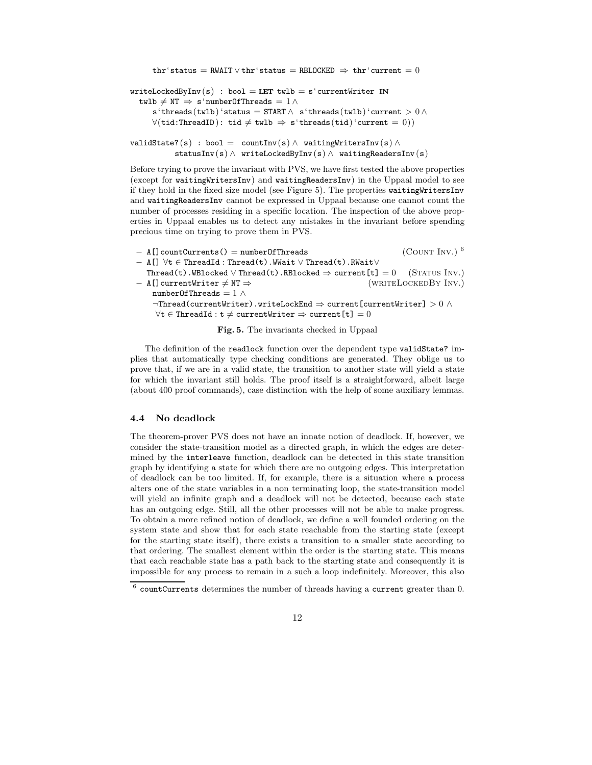```
     thr`status = RWAIT ∨ thr`status = RBLOCKED ⇒ thr`current = 0

writeLockedByInv(s) : bool = LET twlb = s`currentWriter IN
  twlb ≠ NT ⇒ s`numberOfThreads = 1 ∧
     s`threads(twlb)`status = START ∧ s`threads(twlb)`current > 0 ∧
     ∀(tid:ThreadID): tid ≠ twlb ⇒ s`threads(tid)`current = 0))

validState?(s) : bool = countInv(s) ∧ waitingWritersInv(s) ∧
          statusInv(s) ∧ writeLockedByInv(s) ∧ waitingReadersInv(s)
```

Before trying to prove the invariant with PVS, we have first tested the above properties (except for `waitingWritersInv`) and `waitingReadersInv`) in the Uppaal model to see if they hold in the fixed size model (see Figure 5). The properties `waitingWritersInv` and `waitingReadersInv` cannot be expressed in Uppaal because one cannot count the number of processes residing in a specific location. The inspection of the above properties in Uppaal enables us to detect any mistakes in the invariant before spending precious time on trying to prove them in PVS.

```
– A[] countCurrents() = numberOfThreads                       (COUNT INV.) 6
– A[] ∀t ∈ ThreadId : Thread(t).WWait ∨ Thread(t).RWait∨
  Thread(t).WBlocked ∨ Thread(t).RBlocked ⇒ current[t] = 0    (STATUS INV.)
– A[] currentWriter ≠ NT ⇒                              (WRITELOCKEDBY INV.)
    numberOfThreads = 1 ∧
    ¬Thread(currentWriter).writeLockEnd ⇒ current[currentWriter] > 0 ∧
    ∀t ∈ ThreadId : t ≠ currentWriter ⇒ current[t] = 0
```

**Fig. 5.** The invariants checked in Uppaal

The definition of the `readlock` function over the dependent type `validState?` implies that automatically type checking conditions are generated. They oblige us to prove that, if we are in a valid state, the transition to another state will yield a state for which the invariant still holds. The proof itself is a straightforward, albeit large (about 400 proof commands), case distinction with the help of some auxiliary lemmas.

### 4.4 No deadlock

The theorem-prover PVS does not have an innate notion of deadlock. If, however, we consider the state-transition model as a directed graph, in which the edges are determined by the `interleave` function, deadlock can be detected in this state transition graph by identifying a state for which there are no outgoing edges. This interpretation of deadlock can be too limited. If, for example, there is a situation where a process alters one of the state variables in a non terminating loop, the state-transition model will yield an infinite graph and a deadlock will not be detected, because each state has an outgoing edge. Still, all the other processes will not be able to make progress. To obtain a more refined notion of deadlock, we define a well founded ordering on the system state and show that for each state reachable from the starting state (except for the starting state itself), there exists a transition to a smaller state according to that ordering. The smallest element within the order is the starting state. This means that each reachable state has a path back to the starting state and consequently it is impossible for any process to remain in a such a loop indefinitely. Moreover, than this also

[6] `countCurrents` determines the number of threads having a `current` greater than 0.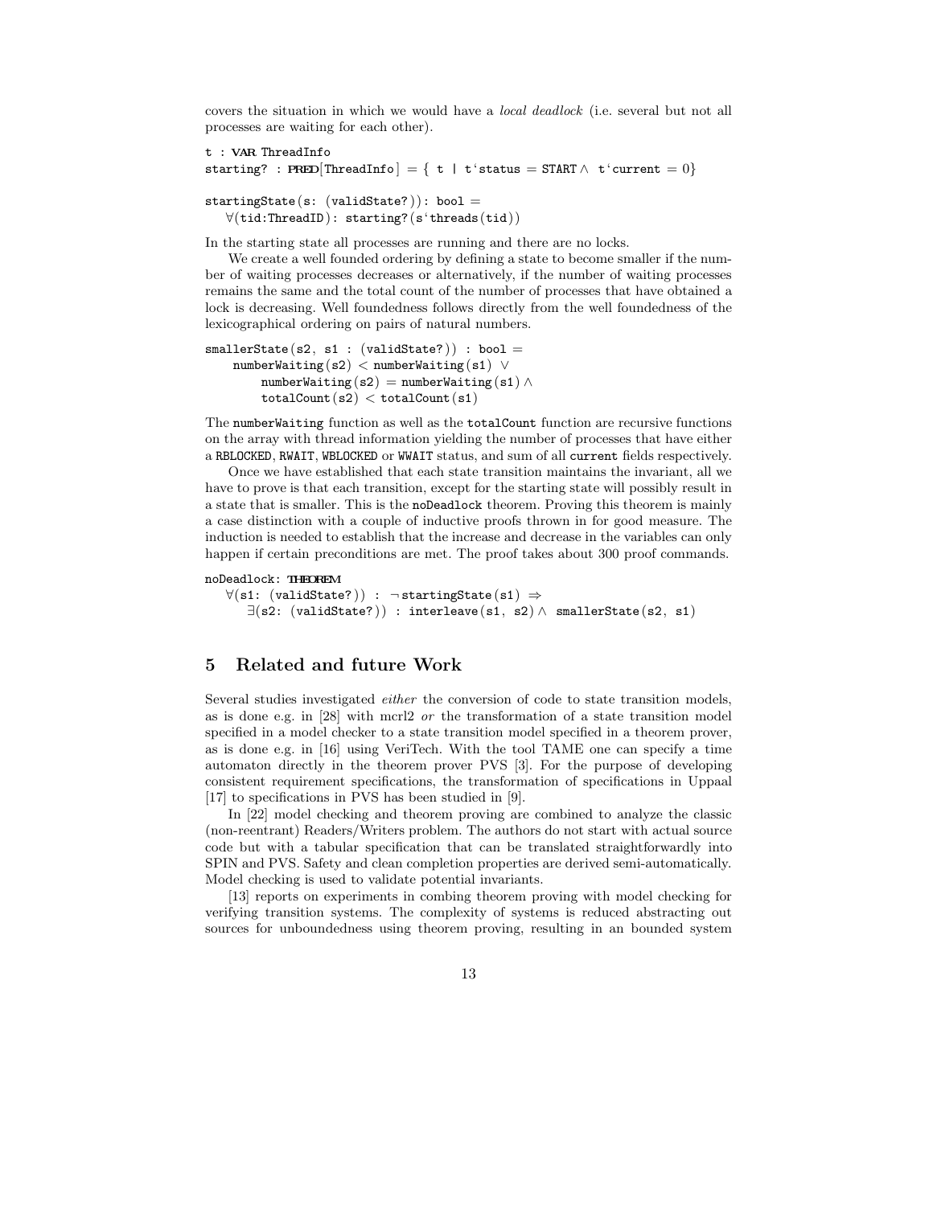covers the situation in which we would have a *local deadlock* (i.e. several but not all processes are waiting for each other).

```
t : VAR ThreadInfo
starting? : PRED[ThreadInfo] = { t | t`status = START ∧ t`current = 0}

startingState(s: (validState?)): bool =
  ∀(tid:ThreadID): starting?(s`threads(tid))
```

In the starting state all processes are running and there are no locks.

We create a well founded ordering by defining a state to become smaller if the number of waiting processes decreases or alternatively, if the number of waiting processes remains the same and the total count of the number of processes that have obtained a lock is decreasing. Well foundedness follows directly from the well foundedness of the lexicographical ordering on pairs of natural numbers.

```
smallerState(s2, s1 : (validState?)) : bool =
   numberWaiting(s2) < numberWaiting(s1) ∨
      numberWaiting(s2) = numberWaiting(s1) ∧
      totalCount(s2) < totalCount(s1)
```

The `numberWaiting` function as well as the `totalCount` function are recursive functions on the array with thread information yielding the number of processes that have either a `RBLOCKED`, `RWAIT`, `WBLOCKED` or `WWAIT` status, and sum of all `current` fields respectively.

Once we have established that each state transition maintains the invariant, all we have to prove is that each transition, except for the starting state will possibly result in a state that is smaller. This is the `noDeadlock` theorem. Proving this theorem is mainly a case distinction with a couple of inductive proofs thrown in for good measure. The induction is needed to establish that the increase and decrease in the variables can only happen if certain preconditions are met. The proof takes about 300 proof commands.

```
noDeadlock: THEOREM
  ∀(s1: (validState?)) : ¬startingState(s1) ⇒
    ∃(s2: (validState?)) : interleave(s1, s2) ∧ smallerState(s2, s1)
```

## 5 Related and future Work

Several studies investigated *either* the conversion of code to state transition models, as is done e.g. in [28] with mcrl2 *or* the transformation of a state transition model specified in a model checker to a state transition model specified in a theorem prover, as is done e.g. in [16] using VeriTech. With the tool TAME one can specify a time automaton directly in the theorem prover PVS [3]. For the purpose of developing consistent requirement specifications, the transformation of specifications in Uppaal [17] to specifications in PVS has been studied in [9].

In [22] model checking and theorem proving are combined to analyze the classic (non-reentrant) Readers/Writers problem. The authors do not start with actual source code but with a tabular specification that can be translated straightforwardly into SPIN and PVS. Safety and clean completion properties are derived semi-automatically. Model checking is used to validate potential invariants.

[13] reports on experiments in combing theorem proving with model checking for verifying transition systems. The complexity of systems is reduced abstracting out sources for unboundedness using theorem proving, resulting in an bounded system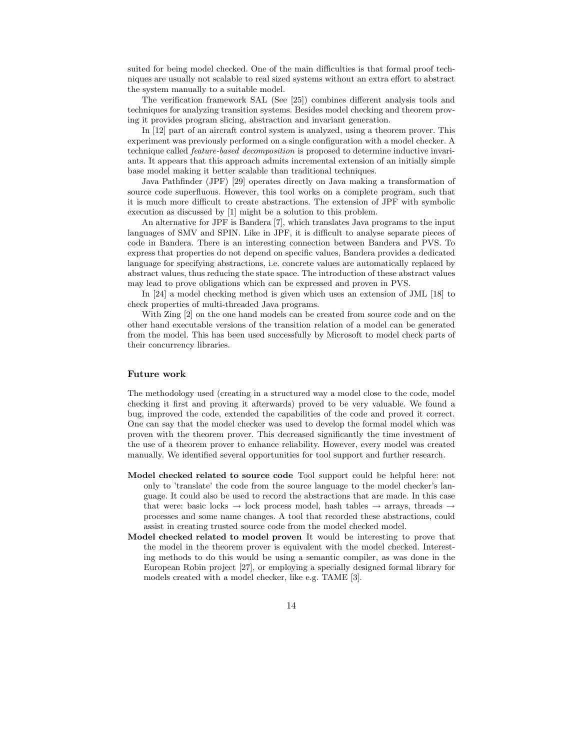suited for being model checked. One of the main difficulties is that formal proof techniques are usually not scalable to real sized systems without an extra effort to abstract the system manually to a suitable model.

The verification framework SAL (See [25]) combines different analysis tools and techniques for analyzing transition systems. Besides model checking and theorem proving it provides program slicing, abstraction and invariant generation.

In [12] part of an aircraft control system is analyzed, using a theorem prover. This experiment was previously performed on a single configuration with a model checker. A technique called *feature-based decomposition* is proposed to determine inductive invariants. It appears that this approach admits incremental extension of an initially simple base model making it better scalable than traditional techniques.

Java Pathfinder (JPF) [29] operates directly on Java making a transformation of source code superfluous. However, this tool works on a complete program, such that it is much more difficult to create abstractions. The extension of JPF with symbolic execution as discussed by [1] might be a solution to this problem.

An alternative for JPF is Bandera [7], which translates Java programs to the input languages of SMV and SPIN. Like in JPF, it is difficult to analyse separate pieces of code in Bandera. There is an interesting connection between Bandera and PVS. To express that properties do not depend on specific values, Bandera provides a dedicated language for specifying abstractions, i.e. concrete values are automatically replaced by abstract values, thus reducing the state space. The introduction of these abstract values may lead to prove obligations which can be expressed and proven in PVS.

In [24] a model checking method is given which uses an extension of JML [18] to check properties of multi-threaded Java programs.

With Zing [2] on the one hand models can be created from source code and on the other hand executable versions of the transition relation of a model can be generated from the model. This has been used successfully by Microsoft to model check parts of their concurrency libraries.

## Future work

The methodology used (creating in a structured way a model close to the code, model checking it first and proving it afterwards) proved to be very valuable. We found a bug, improved the code, extended the capabilities of the code and proved it correct. One can say that the model checker was used to develop the formal model which was proven with the theorem prover. This decreased significantly the time investment of the use of a theorem prover to enhance reliability. However, every model was created manually. We identified several opportunities for tool support and further research.

- **Model checked related to source code** Tool support could be helpful here: not only to 'translate' the code from the source language to the model checker's language. It could also be used to record the abstractions that are made. In this case that were: basic locks $\rightarrow$ lock process model, hash tables $\rightarrow$ arrays, threads $\rightarrow$ processes and some name changes. A tool that recorded these abstractions, could assist in creating trusted source code from the model checked model.
- **Model checked related to model proven** It would be interesting to prove that the model in the theorem prover is equivalent with the model checked. Interesting methods to do this would be using a semantic compiler, as was done in the European Robin project [27], or employing a specially designed formal library for models created with a model checker, like e.g. TAME [3].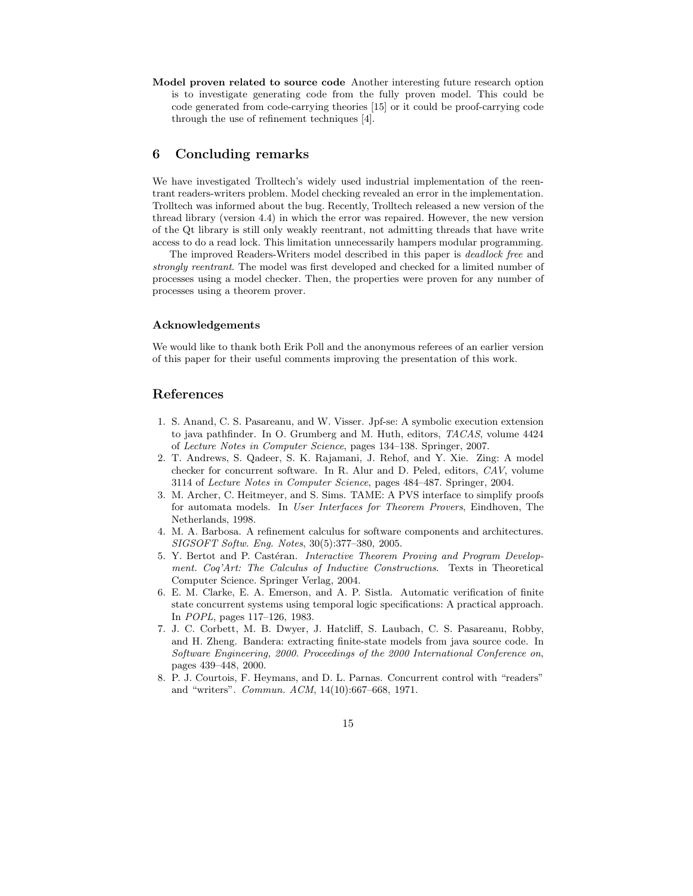**Model proven related to source code** Another interesting future research option is to investigate generating code from the fully proven model. This could be code generated from code-carrying theories [15] or it could be proof-carrying code through the use of refinement techniques [4].

## 6 Concluding remarks

We have investigated Trolltech's widely used industrial implementation of the reentrant readers-writers problem. Model checking revealed an error in the implementation. Trolltech was informed about the bug. Recently, Trolltech released a new version of the thread library (version 4.4) in which the error was repaired. However, the new version of the Qt library is still only weakly reentrant, not admitting threads that have write access to do a read lock. This limitation unnecessarily hampers modular programming.

The improved Readers-Writers model described in this paper is *deadlock free* and *strongly reentrant*. The model was first developed and checked for a limited number of processes using a model checker. Then, the properties were proven for any number of processes using a theorem prover.

### Acknowledgements

We would like to thank both Erik Poll and the anonymous referees of an earlier version of this paper for their useful comments improving the presentation of this work.

## References

1. S. Anand, C. S. Pasareanu, and W. Visser. Jpf-se: A symbolic execution extension to java pathfinder. In O. Grumberg and M. Huth, editors, *TACAS*, volume 4424 of *Lecture Notes in Computer Science*, pages 134–138. Springer, 2007.
2. T. Andrews, S. Qadeer, S. K. Rajamani, J. Rehof, and Y. Xie. Zing: A model checker for concurrent software. In R. Alur and D. Peled, editors, *CAV*, volume 3114 of *Lecture Notes in Computer Science*, pages 484–487. Springer, 2004.
3. M. Archer, C. Heitmeyer, and S. Sims. TAME: A PVS interface to simplify proofs for automata models. In *User Interfaces for Theorem Provers*, Eindhoven, The Netherlands, 1998.
4. M. A. Barbosa. A refinement calculus for software components and architectures. *SIGSOFT Softw. Eng. Notes*, 30(5):377–380, 2005.
5. Y. Bertot and P. Castéran. *Interactive Theorem Proving and Program Development. Coq'Art: The Calculus of Inductive Constructions*. Texts in Theoretical Computer Science. Springer Verlag, 2004.
6. E. M. Clarke, E. A. Emerson, and A. P. Sistla. Automatic verification of finite state concurrent systems using temporal logic specifications: A practical approach. In *POPL*, pages 117–126, 1983.
7. J. C. Corbett, M. B. Dwyer, J. Hatcliff, S. Laubach, C. S. Pasareanu, Robby, and H. Zheng. Bandera: extracting finite-state models from java source code. In *Software Engineering, 2000. Proceedings of the 2000 International Conference on*, pages 439–448, 2000.
8. P. J. Courtois, F. Heymans, and D. L. Parnas. Concurrent control with "readers" and "writers". *Commun. ACM*, 14(10):667–668, 1971.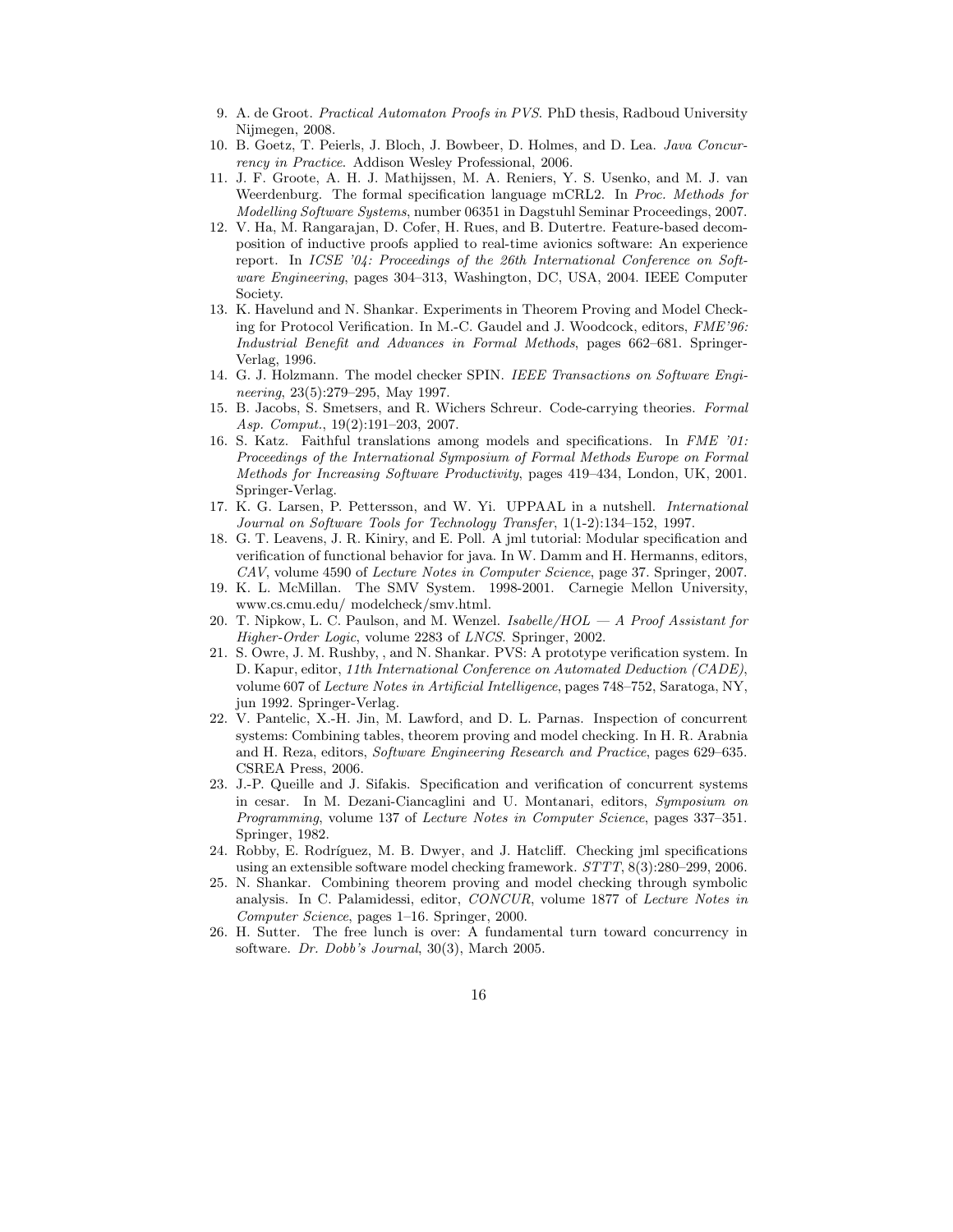9. A. de Groot. *Practical Automaton Proofs in PVS*. PhD thesis, Radboud University Nijmegen, 2008.
10. B. Goetz, T. Peierls, J. Bloch, J. Bowbeer, D. Holmes, and D. Lea. *Java Concurrency in Practice*. Addison Wesley Professional, 2006.
11. J. F. Groote, A. H. J. Mathijssen, M. A. Reniers, Y. S. Usenko, and M. J. van Weerdenburg. The formal specification language mCRL2. In *Proc. Methods for Modelling Software Systems*, number 06351 in Dagstuhl Seminar Proceedings, 2007.
12. V. Ha, M. Rangarajan, D. Cofer, H. Rues, and B. Dutertre. Feature-based decomposition of inductive proofs applied to real-time avionics software: An experience report. In *ICSE '04: Proceedings of the 26th International Conference on Software Engineering*, pages 304–313, Washington, DC, USA, 2004. IEEE Computer Society.
13. K. Havelund and N. Shankar. Experiments in Theorem Proving and Model Checking for Protocol Verification. In M.-C. Gaudel and J. Woodcock, editors, *FME'96: Industrial Benefit and Advances in Formal Methods*, pages 662–681. Springer-Verlag, 1996.
14. G. J. Holzmann. The model checker SPIN. *IEEE Transactions on Software Engineering*, 23(5):279–295, May 1997.
15. B. Jacobs, S. Smetsers, and R. Wichers Schreur. Code-carrying theories. *Formal Asp. Comput.*, 19(2):191–203, 2007.
16. S. Katz. Faithful translations among models and specifications. In *FME '01: Proceedings of the International Symposium of Formal Methods Europe on Formal Methods for Increasing Software Productivity*, pages 419–434, London, UK, 2001. Springer-Verlag.
17. K. G. Larsen, P. Pettersson, and W. Yi. UPPAAL in a nutshell. *International Journal on Software Tools for Technology Transfer*, 1(1-2):134–152, 1997.
18. G. T. Leavens, J. R. Kiniry, and E. Poll. A jml tutorial: Modular specification and verification of functional behavior for java. In W. Damm and H. Hermanns, editors, *CAV*, volume 4590 of *Lecture Notes in Computer Science*, page 37. Springer, 2007.
19. K. L. McMillan. The SMV System. 1998-2001. Carnegie Mellon University, www.cs.cmu.edu/ modelcheck/smv.html.
20. T. Nipkow, L. C. Paulson, and M. Wenzel. *Isabelle/HOL — A Proof Assistant for Higher-Order Logic*, volume 2283 of *LNCS*. Springer, 2002.
21. S. Owre, J. M. Rushby, , and N. Shankar. PVS: A prototype verification system. In D. Kapur, editor, *11th International Conference on Automated Deduction (CADE)*, volume 607 of *Lecture Notes in Artificial Intelligence*, pages 748–752, Saratoga, NY, jun 1992. Springer-Verlag.
22. V. Pantelic, X.-H. Jin, M. Lawford, and D. L. Parnas. Inspection of concurrent systems: Combining tables, theorem proving and model checking. In H. R. Arabnia and H. Reza, editors, *Software Engineering Research and Practice*, pages 629–635. CSREA Press, 2006.
23. J.-P. Queille and J. Sifakis. Specification and verification of concurrent systems in cesar. In M. Dezani-Ciancaglini and U. Montanari, editors, *Symposium on Programming*, volume 137 of *Lecture Notes in Computer Science*, pages 337–351. Springer, 1982.
24. Robby, E. Rodríguez, M. B. Dwyer, and J. Hatcliff. Checking jml specifications using an extensible software model checking framework. *STTT*, 8(3):280–299, 2006.
25. N. Shankar. Combining theorem proving and model checking through symbolic analysis. In C. Palamidessi, editor, *CONCUR*, volume 1877 of *Lecture Notes in Computer Science*, pages 1–16. Springer, 2000.
26. H. Sutter. The free lunch is over: A fundamental turn toward concurrency in software. *Dr. Dobb's Journal*, 30(3), March 2005.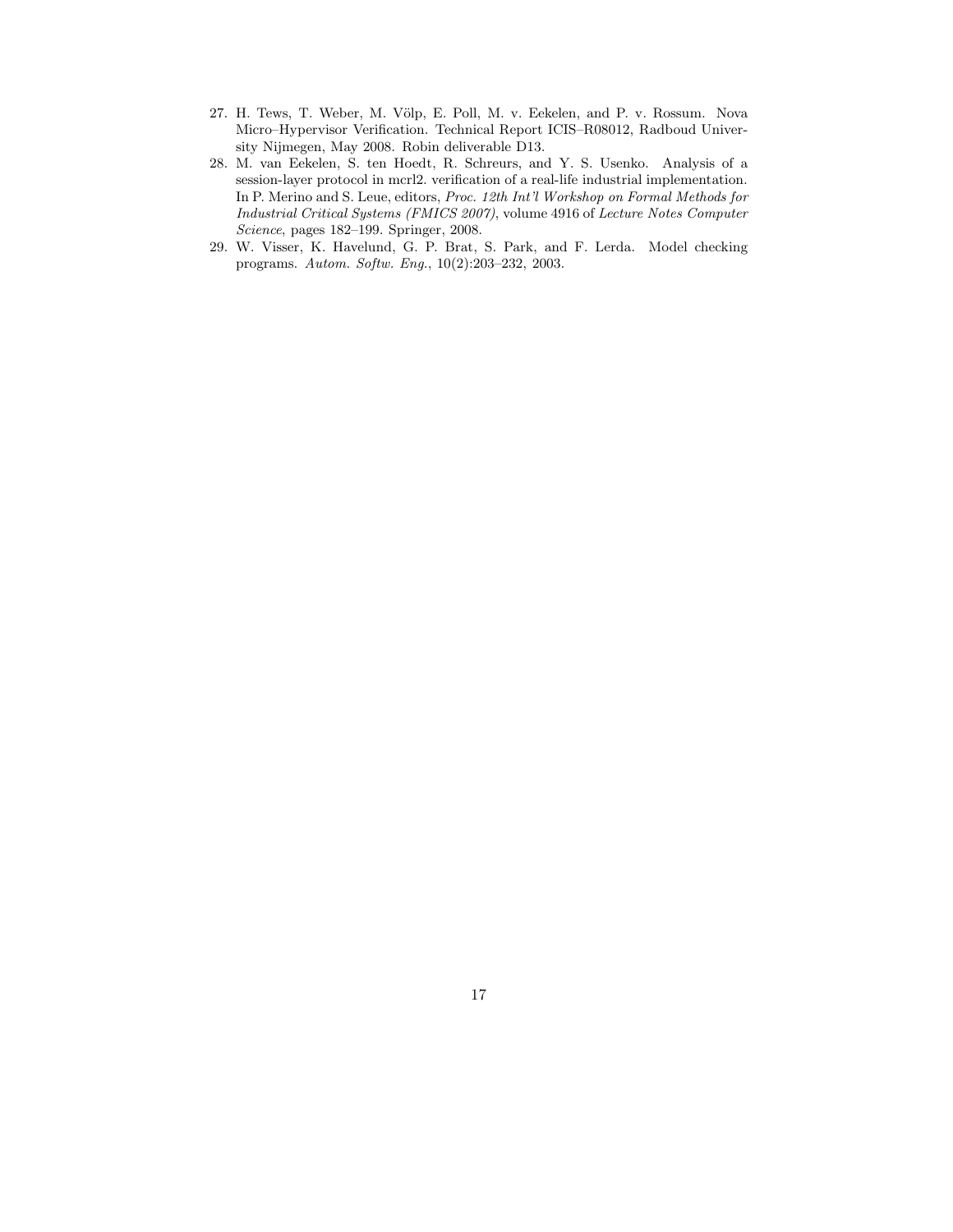27. H. Tews, T. Weber, M. Völp, E. Poll, M. v. Eekelen, and P. v. Rossum. Nova Micro–Hypervisor Verification. Technical Report ICIS–R08012, Radboud University Nijmegen, May 2008. Robin deliverable D13.
28. M. van Eekelen, S. ten Hoedt, R. Schreurs, and Y. S. Usenko. Analysis of a session-layer protocol in mcrl2. verification of a real-life industrial implementation. In P. Merino and S. Leue, editors, *Proc. 12th Int'l Workshop on Formal Methods for Industrial Critical Systems (FMICS 2007)*, volume 4916 of *Lecture Notes Computer Science*, pages 182–199. Springer, 2008.
29. W. Visser, K. Havelund, G. P. Brat, S. Park, and F. Lerda. Model checking programs. *Autom. Softw. Eng.*, 10(2):203–232, 2003.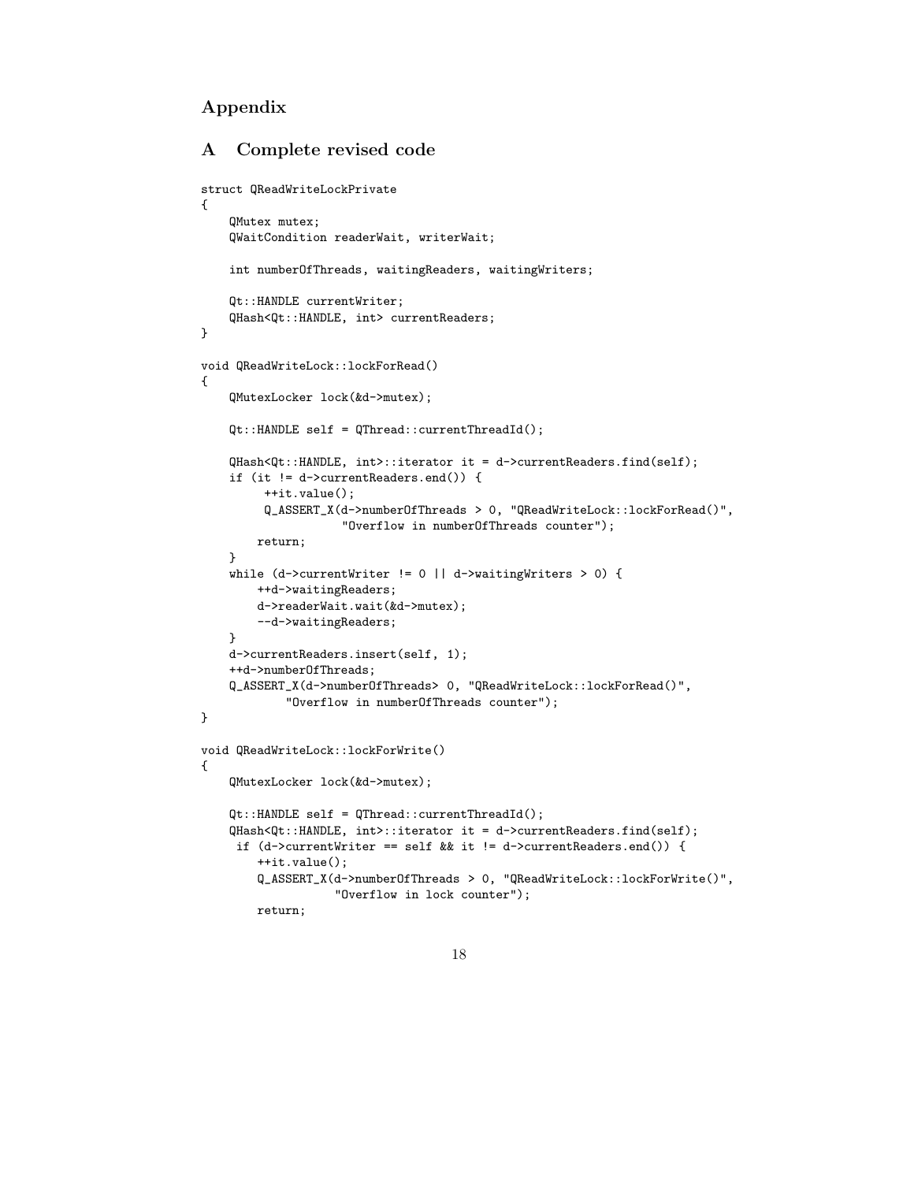# Appendix

## A Complete revised code

```
struct QReadWriteLockPrivate
{
    QMutex mutex;
    QWaitCondition readerWait, writerWait;

    int numberOfThreads, waitingReaders, waitingWriters;

    Qt::HANDLE currentWriter;
    QHash<Qt::HANDLE, int> currentReaders;
}

void QReadWriteLock::lockForRead()
{
    QMutexLocker lock(&d->mutex);

    Qt::HANDLE self = QThread::currentThreadId();

    QHash<Qt::HANDLE, int>::iterator it = d->currentReaders.find(self);
    if (it != d->currentReaders.end()) {
         ++it.value();
         Q_ASSERT_X(d->numberOfThreads > 0, "QReadWriteLock::lockForRead()",
                    "Overflow in numberOfThreads counter");
        return;
    }
    while (d->currentWriter != 0 || d->waitingWriters > 0) {
        ++d->waitingReaders;
        d->readerWait.wait(&d->mutex);
        --d->waitingReaders;
    }
    d->currentReaders.insert(self, 1);
    ++d->numberOfThreads;
    Q_ASSERT_X(d->numberOfThreads> 0, "QReadWriteLock::lockForRead()",
            "Overflow in numberOfThreads counter");
}

void QReadWriteLock::lockForWrite()
{
    QMutexLocker lock(&d->mutex);

    Qt::HANDLE self = QThread::currentThreadId();
    QHash<Qt::HANDLE, int>::iterator it = d->currentReaders.find(self);
     if (d->currentWriter == self && it != d->currentReaders.end()) {
        ++it.value();
        Q_ASSERT_X(d->numberOfThreads > 0, "QReadWriteLock::lockForWrite()",
                   "Overflow in lock counter");
        return;
```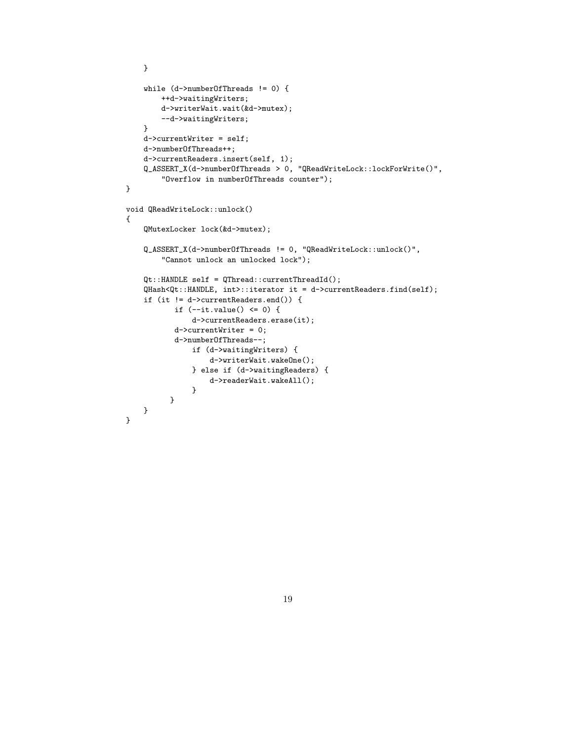```
    }

    while (d->numberOfThreads != 0) {
        ++d->waitingWriters;
        d->writerWait.wait(&d->mutex);
        --d->waitingWriters;
    }
    d->currentWriter = self;
    d->numberOfThreads++;
    d->currentReaders.insert(self, 1);
    Q_ASSERT_X(d->numberOfThreads > 0, "QReadWriteLock::lockForWrite()",
        "Overflow in numberOfThreads counter");
}

void QReadWriteLock::unlock()
{
    QMutexLocker lock(&d->mutex);

    Q_ASSERT_X(d->numberOfThreads != 0, "QReadWriteLock::unlock()",
        "Cannot unlock an unlocked lock");

    Qt::HANDLE self = QThread::currentThreadId();
    QHash<Qt::HANDLE, int>::iterator it = d->currentReaders.find(self);
    if (it != d->currentReaders.end()) {
           if (--it.value() <= 0) {
               d->currentReaders.erase(it);
           d->currentWriter = 0;
           d->numberOfThreads--;
               if (d->waitingWriters) {
                   d->writerWait.wakeOne();
               } else if (d->waitingReaders) {
                   d->readerWait.wakeAll();
               }
          }
    }
}
```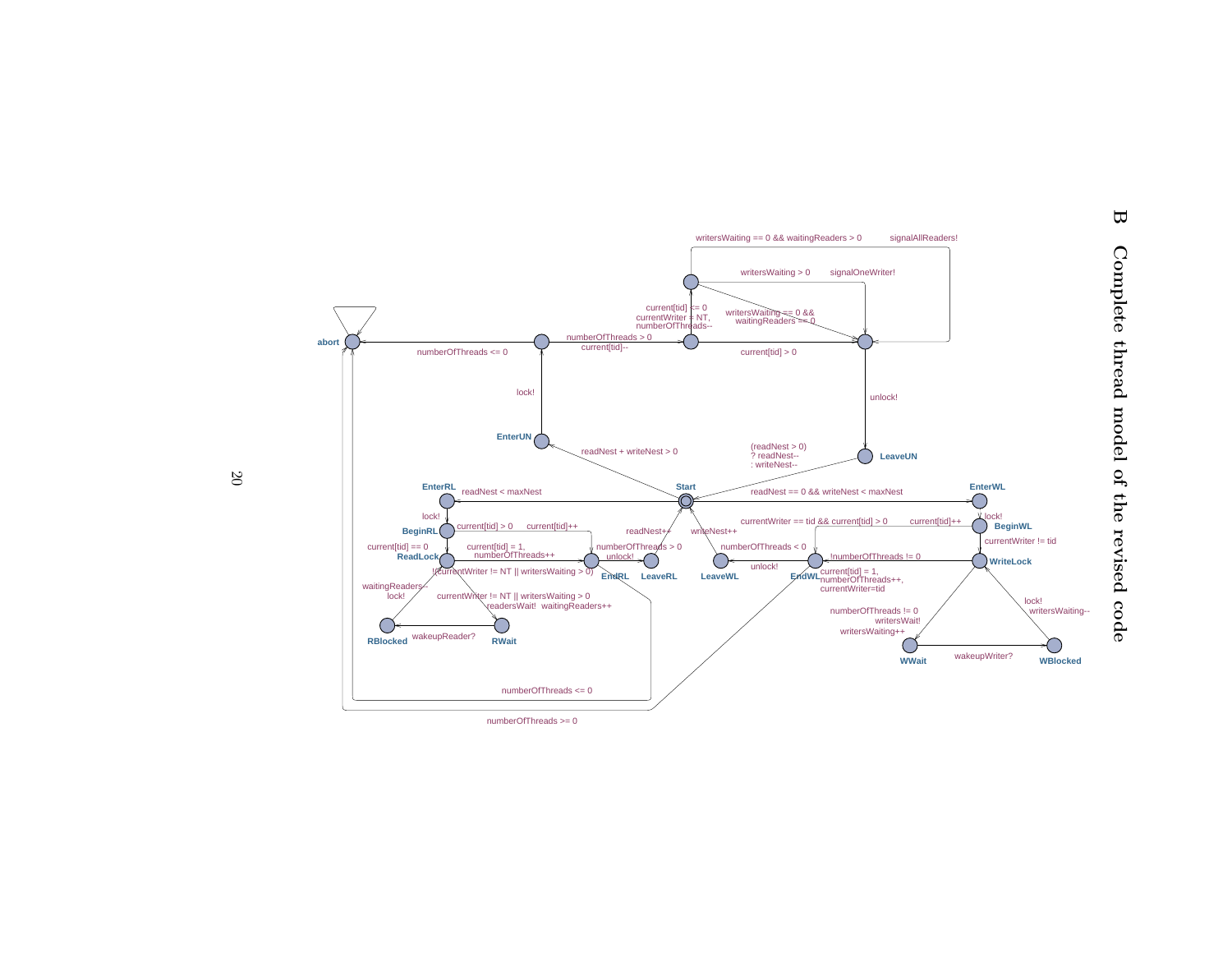# B Complete thread model of the revised code

abort

numberOfThreads <= 0

lock!

EnterUN

numberOfThreads > 0

current[tid]--

current[tid] <= 0

currentWriter = NT,

numberOfThreads--

writersWaiting == 0 && waitingReaders > 0

signalAllReaders!

writersWaiting > 0

signalOneWriter!

writersWaiting == 0 &&

waitingReaders == 0

current[tid] > 0

unlock!

LeaveUN

readNest + writeNest > 0

(readNest > 0)

? readNest--

: writeNest--

Start

EnterRL

readNest < maxNest

readNest == 0 && writeNest < maxNest

EnterWL

lock!

BeginRL

current[tid] > 0

current[tid]++

current[tid] == 0

ReadLock

current[tid] = 1,

numberOfThreads++

numberOfThreads > 0

unlock!

EndRL

LeaveRL

readNest++

writeNest++

!(currentWriter != NT || writersWaiting > 0)

waitingReaders--

lock!

currentWriter != NT || writersWaiting > 0

readersWait! waitingReaders++

RBlocked

wakeupReader?

RWait

currentWriter == tid && current[tid] > 0

current[tid]++

lock!

BeginWL

currentWriter != tid

numberOfThreads < 0

LeaveWL

unlock!

EndWL

!numberOfThreads != 0

WriteLock

current[tid] = 1,

numberOfThreads++,

currentWriter=tid

numberOfThreads != 0

writersWait!

writersWaiting++

lock!

writersWaiting--

WWait

wakeupWriter?

WBlocked

numberOfThreads <= 0

numberOfThreads >= 0